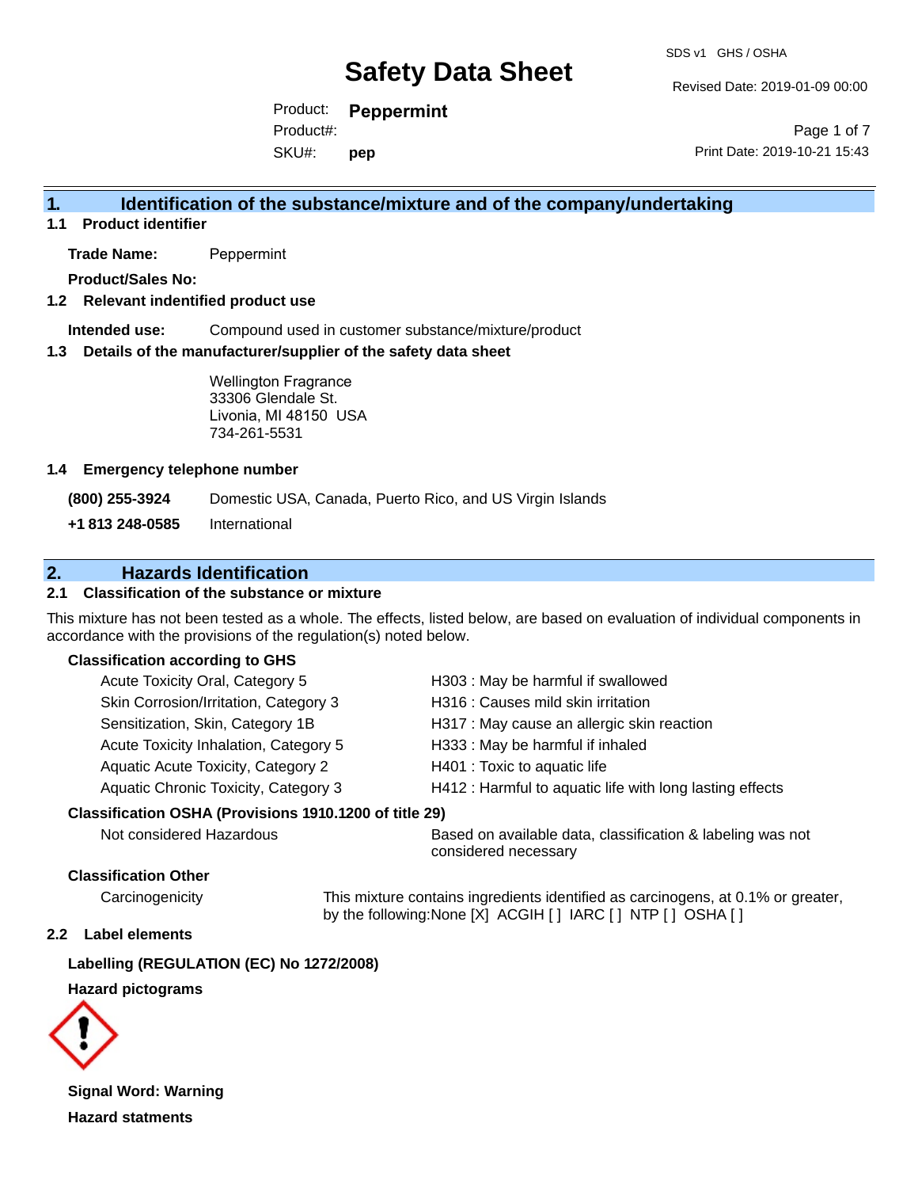# Safety Data Sheet

SDS v1 GHS / OSHA

Revised Date: 2019-01-09 00:00

Product: **Peppermint**
Product#:
SKU#: **pep**

Print Date: 2019-10-21 15:43

## 1. Identification of the substance/mixture and of the company/undertaking

### 1.1 Product identifier

**Trade Name:** Peppermint

**Product/Sales No:**

### 1.2 Relevant indentified product use

**Intended use:** Compound used in customer substance/mixture/product

### 1.3 Details of the manufacturer/supplier of the safety data sheet

Wellington Fragrance
33306 Glendale St.
Livonia, MI 48150 USA
734-261-5531

### 1.4 Emergency telephone number

| | |
|---|---|
| **(800) 255-3924** | Domestic USA, Canada, Puerto Rico, and US Virgin Islands |
| **+1 813 248-0585** | International |

## 2. Hazards Identification

### 2.1 Classification of the substance or mixture

This mixture has not been tested as a whole. The effects, listed below, are based on evaluation of individual components in accordance with the provisions of the regulation(s) noted below.

**Classification according to GHS**

| | |
|---|---|
| Acute Toxicity Oral, Category 5 | H303 : May be harmful if swallowed |
| Skin Corrosion/Irritation, Category 3 | H316 : Causes mild skin irritation |
| Sensitization, Skin, Category 1B | H317 : May cause an allergic skin reaction |
| Acute Toxicity Inhalation, Category 5 | H333 : May be harmful if inhaled |
| Aquatic Acute Toxicity, Category 2 | H401 : Toxic to aquatic life |
| Aquatic Chronic Toxicity, Category 3 | H412 : Harmful to aquatic life with long lasting effects |

**Classification OSHA (Provisions 1910.1200 of title 29)**

| | |
|---|---|
| Not considered Hazardous | Based on available data, classification & labeling was not considered necessary |

**Classification Other**

| | |
|---|---|
| Carcinogenicity | This mixture contains ingredients identified as carcinogens, at 0.1% or greater, by the following:None [X] ACGIH [ ] IARC [ ] NTP [ ] OSHA [ ] |

### 2.2 Label elements

**Labelling (REGULATION (EC) No 1272/2008)**

**Hazard pictograms**

**Signal Word: Warning**

**Hazard statments**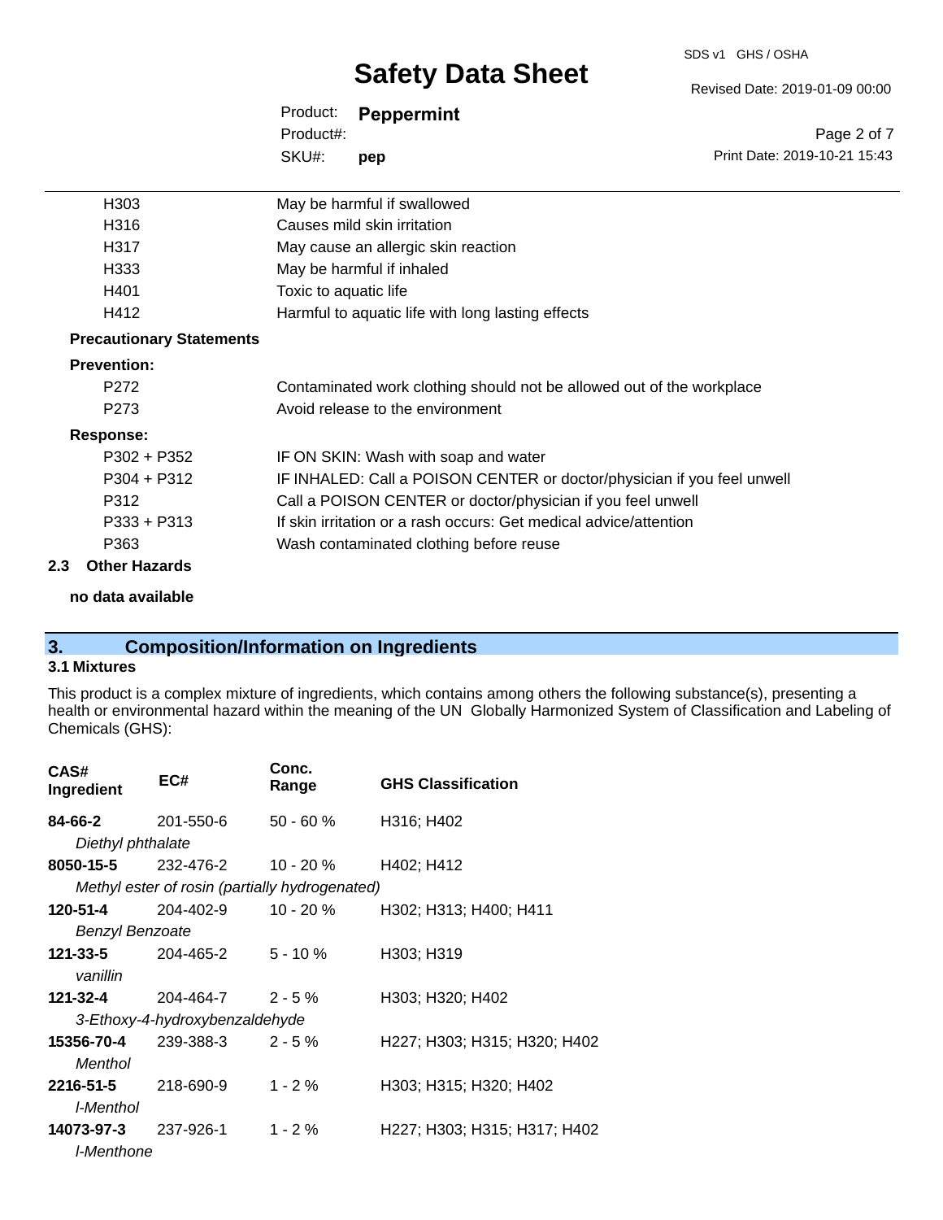| | |
|---|---|
| H303 | May be harmful if swallowed |
| H316 | Causes mild skin irritation |
| H317 | May cause an allergic skin reaction |
| H333 | May be harmful if inhaled |
| H401 | Toxic to aquatic life |
| H412 | Harmful to aquatic life with long lasting effects |

**Precautionary Statements**

**Prevention:**

| | |
|---|---|
| P272 | Contaminated work clothing should not be allowed out of the workplace |
| P273 | Avoid release to the environment |

**Response:**

| | |
|---|---|
| P302 + P352 | IF ON SKIN: Wash with soap and water |
| P304 + P312 | IF INHALED: Call a POISON CENTER or doctor/physician if you feel unwell |
| P312 | Call a POISON CENTER or doctor/physician if you feel unwell |
| P333 + P313 | If skin irritation or a rash occurs: Get medical advice/attention |
| P363 | Wash contaminated clothing before reuse |

### 2.3 Other Hazards

**no data available**

## 3. Composition/Information on Ingredients

### 3.1 Mixtures

This product is a complex mixture of ingredients, which contains among others the following substance(s), presenting a health or environmental hazard within the meaning of the UN Globally Harmonized System of Classification and Labeling of Chemicals (GHS):

| CAS# Ingredient | EC# | Conc. Range | GHS Classification |
|---|---|---|---|
| **84-66-2** *Diethyl phthalate* | 201-550-6 | 50 - 60 % | H316; H402 |
| **8050-15-5** *Methyl ester of rosin (partially hydrogenated)* | 232-476-2 | 10 - 20 % | H402; H412 |
| **120-51-4** *Benzyl Benzoate* | 204-402-9 | 10 - 20 % | H302; H313; H400; H411 |
| **121-33-5** *vanillin* | 204-465-2 | 5 - 10 % | H303; H319 |
| **121-32-4** *3-Ethoxy-4-hydroxybenzaldehyde* | 204-464-7 | 2 - 5 % | H303; H320; H402 |
| **15356-70-4** *Menthol* | 239-388-3 | 2 - 5 % | H227; H303; H315; H320; H402 |
| **2216-51-5** *l-Menthol* | 218-690-9 | 1 - 2 % | H303; H315; H320; H402 |
| **14073-97-3** *l-Menthone* | 237-926-1 | 1 - 2 % | H227; H303; H315; H317; H402 |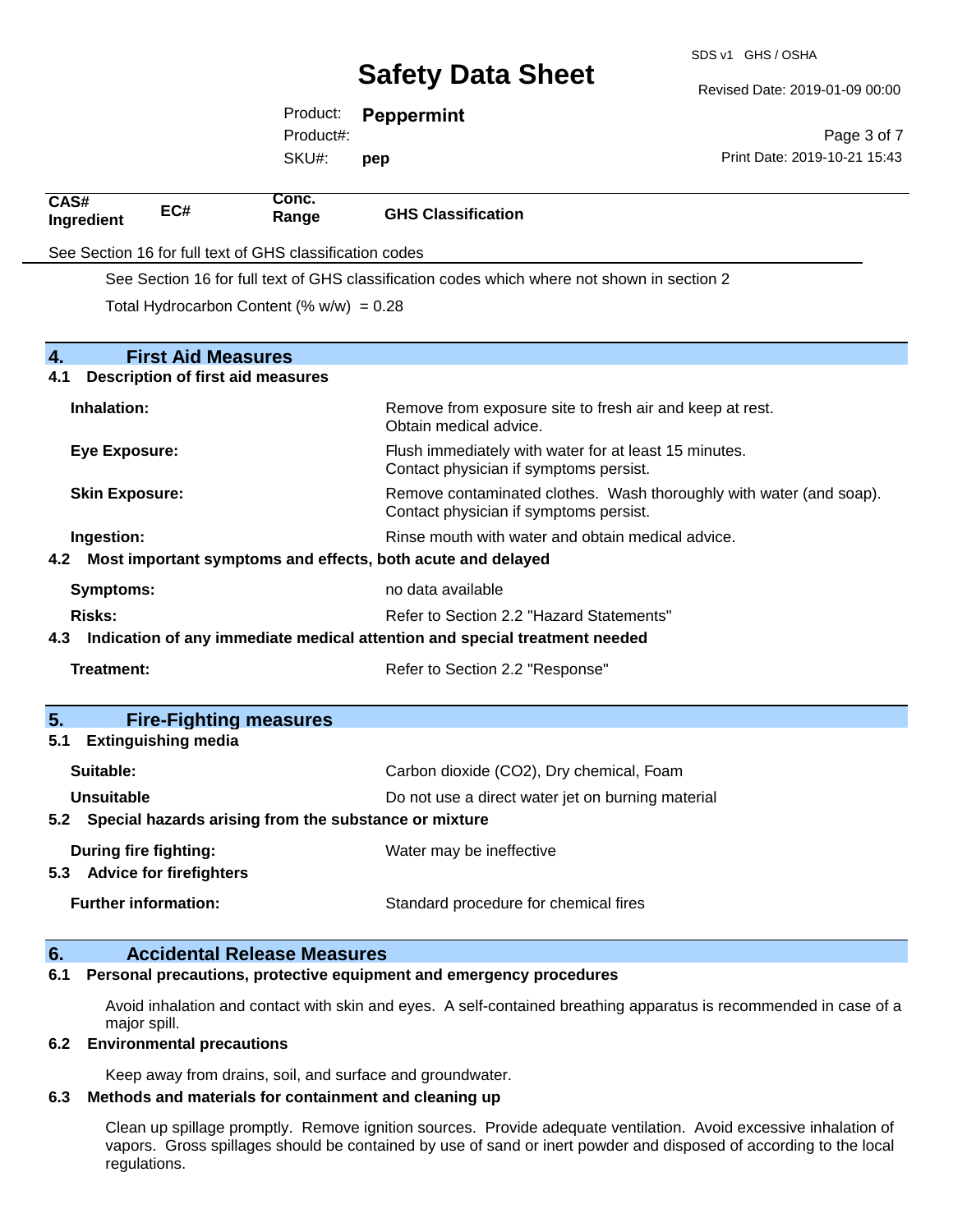| CAS# Ingredient | EC# | Conc. Range | GHS Classification |
|---|---|---|---|

See Section 16 for full text of GHS classification codes

See Section 16 for full text of GHS classification codes which where not shown in section 2

Total Hydrocarbon Content (% w/w) = 0.28

## 4. First Aid Measures

### 4.1 Description of first aid measures

**Inhalation:** Remove from exposure site to fresh air and keep at rest. Obtain medical advice.

**Eye Exposure:** Flush immediately with water for at least 15 minutes. Contact physician if symptoms persist.

**Skin Exposure:** Remove contaminated clothes. Wash thoroughly with water (and soap). Contact physician if symptoms persist.

**Ingestion:** Rinse mouth with water and obtain medical advice.

### 4.2 Most important symptoms and effects, both acute and delayed

**Symptoms:** no data available

**Risks:** Refer to Section 2.2 "Hazard Statements"

### 4.3 Indication of any immediate medical attention and special treatment needed

**Treatment:** Refer to Section 2.2 "Response"

## 5. Fire-Fighting measures

### 5.1 Extinguishing media

**Suitable:** Carbon dioxide ($CO_2$), Dry chemical, Foam

**Unsuitable** Do not use a direct water jet on burning material

### 5.2 Special hazards arising from the substance or mixture

**During fire fighting:** Water may be ineffective

### 5.3 Advice for firefighters

**Further information:** Standard procedure for chemical fires

## 6. Accidental Release Measures

### 6.1 Personal precautions, protective equipment and emergency procedures

Avoid inhalation and contact with skin and eyes. A self-contained breathing apparatus is recommended in case of a major spill.

### 6.2 Environmental precautions

Keep away from drains, soil, and surface and groundwater.

### 6.3 Methods and materials for containment and cleaning up

Clean up spillage promptly. Remove ignition sources. Provide adequate ventilation. Avoid excessive inhalation of vapors. Gross spillages should be contained by use of sand or inert powder and disposed of according to the local regulations.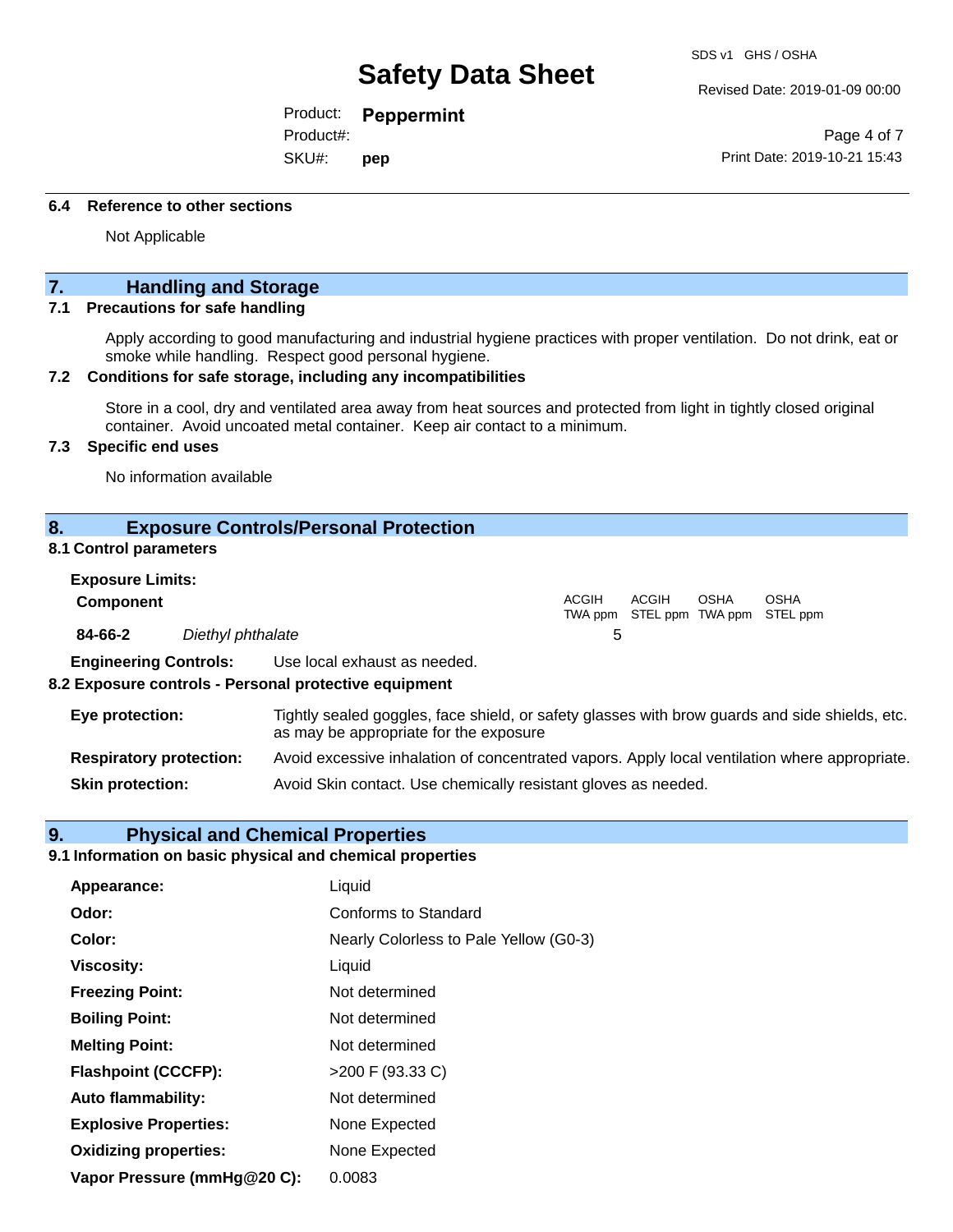### 6.4 Reference to other sections

Not Applicable

## 7. Handling and Storage

### 7.1 Precautions for safe handling

Apply according to good manufacturing and industrial hygiene practices with proper ventilation. Do not drink, eat or smoke while handling. Respect good personal hygiene.

### 7.2 Conditions for safe storage, including any incompatibilities

Store in a cool, dry and ventilated area away from heat sources and protected from light in tightly closed original container. Avoid uncoated metal container. Keep air contact to a minimum.

### 7.3 Specific end uses

No information available

## 8. Exposure Controls/Personal Protection

### 8.1 Control parameters

**Exposure Limits:**

| Component | | ACGIH TWA ppm | ACGIH STEL ppm | OSHA TWA ppm | OSHA STEL ppm |
|---|---|---|---|---|---|
| **84-66-2** | *Diethyl phthalate* | 5 | | | |

**Engineering Controls:** Use local exhaust as needed.

### 8.2 Exposure controls - Personal protective equipment

**Eye protection:** Tightly sealed goggles, face shield, or safety glasses with brow guards and side shields, etc. as may be appropriate for the exposure

**Respiratory protection:** Avoid excessive inhalation of concentrated vapors. Apply local ventilation where appropriate.

**Skin protection:** Avoid Skin contact. Use chemically resistant gloves as needed.

## 9. Physical and Chemical Properties

### 9.1 Information on basic physical and chemical properties

| | |
|---|---|
| **Appearance:** | Liquid |
| **Odor:** | Conforms to Standard |
| **Color:** | Nearly Colorless to Pale Yellow (G0-3) |
| **Viscosity:** | Liquid |
| **Freezing Point:** | Not determined |
| **Boiling Point:** | Not determined |
| **Melting Point:** | Not determined |
| **Flashpoint (CCCFP):** | >200 F (93.33 C) |
| **Auto flammability:** | Not determined |
| **Explosive Properties:** | None Expected |
| **Oxidizing properties:** | None Expected |
| **Vapor Pressure (mmHg@20 C):** | 0.0083 |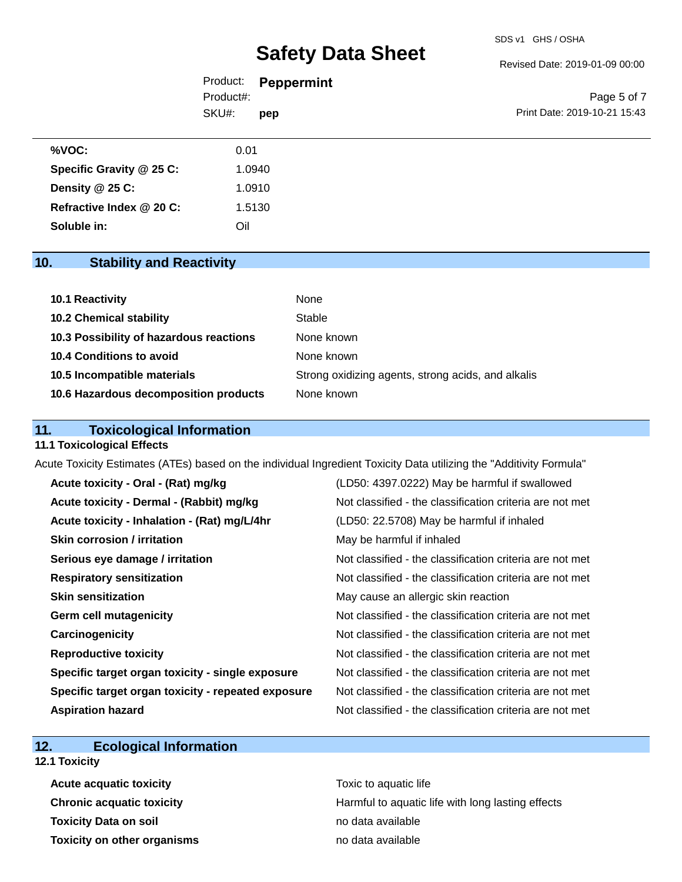| | |
|---|---|
| **%VOC:** | 0.01 |
| **Specific Gravity @ 25 C:** | 1.0940 |
| **Density @ 25 C:** | 1.0910 |
| **Refractive Index @ 20 C:** | 1.5130 |
| **Soluble in:** | Oil |

## 10. Stability and Reactivity

| | |
|---|---|
| **10.1 Reactivity** | None |
| **10.2 Chemical stability** | Stable |
| **10.3 Possibility of hazardous reactions** | None known |
| **10.4 Conditions to avoid** | None known |
| **10.5 Incompatible materials** | Strong oxidizing agents, strong acids, and alkalis |
| **10.6 Hazardous decomposition products** | None known |

## 11. Toxicological Information

### 11.1 Toxicological Effects

Acute Toxicity Estimates (ATEs) based on the individual Ingredient Toxicity Data utilizing the "Additivity Formula"

| | |
|---|---|
| **Acute toxicity - Oral - (Rat) mg/kg** | (LD50: 4397.0222) May be harmful if swallowed |
| **Acute toxicity - Dermal - (Rabbit) mg/kg** | Not classified - the classification criteria are not met |
| **Acute toxicity - Inhalation - (Rat) mg/L/4hr** | (LD50: 22.5708) May be harmful if inhaled |
| **Skin corrosion / irritation** | May be harmful if inhaled |
| **Serious eye damage / irritation** | Not classified - the classification criteria are not met |
| **Respiratory sensitization** | Not classified - the classification criteria are not met |
| **Skin sensitization** | May cause an allergic skin reaction |
| **Germ cell mutagenicity** | Not classified - the classification criteria are not met |
| **Carcinogenicity** | Not classified - the classification criteria are not met |
| **Reproductive toxicity** | Not classified - the classification criteria are not met |
| **Specific target organ toxicity - single exposure** | Not classified - the classification criteria are not met |
| **Specific target organ toxicity - repeated exposure** | Not classified - the classification criteria are not met |
| **Aspiration hazard** | Not classified - the classification criteria are not met |

## 12. Ecological Information

### 12.1 Toxicity

| | |
|---|---|
| **Acute acquatic toxicity** | Toxic to aquatic life |
| **Chronic acquatic toxicity** | Harmful to aquatic life with long lasting effects |
| **Toxicity Data on soil** | no data available |
| **Toxicity on other organisms** | no data available |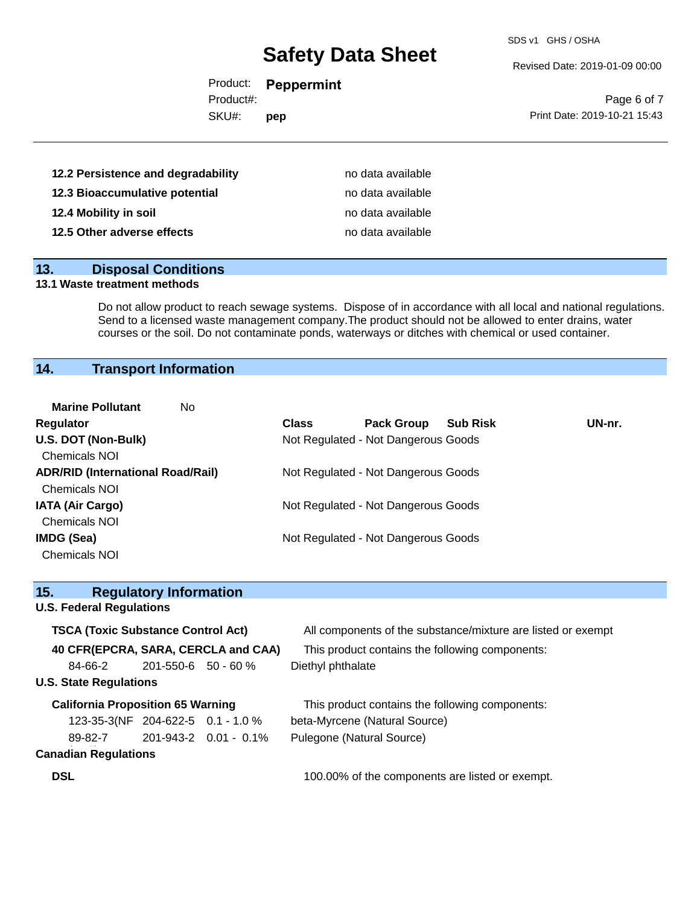| | |
|---|---|
| **12.2 Persistence and degradability** | no data available |
| **12.3 Bioaccumulative potential** | no data available |
| **12.4 Mobility in soil** | no data available |
| **12.5 Other adverse effects** | no data available |

## 13. Disposal Conditions

**13.1 Waste treatment methods**

Do not allow product to reach sewage systems. Dispose of in accordance with all local and national regulations. Send to a licensed waste management company.The product should not be allowed to enter drains, water courses or the soil. Do not contaminate ponds, waterways or ditches with chemical or used container.

## 14. Transport Information

**Marine Pollutant** No

| Regulator | Class | Pack Group | Sub Risk | UN-nr. |
|---|---|---|---|---|
| **U.S. DOT (Non-Bulk)**<br>Chemicals NOI | Not Regulated - Not Dangerous Goods | | | |
| **ADR/RID (International Road/Rail)**<br>Chemicals NOI | Not Regulated - Not Dangerous Goods | | | |
| **IATA (Air Cargo)**<br>Chemicals NOI | Not Regulated - Not Dangerous Goods | | | |
| **IMDG (Sea)**<br>Chemicals NOI | Not Regulated - Not Dangerous Goods | | | |

## 15. Regulatory Information

**U.S. Federal Regulations**

**TSCA (Toxic Substance Control Act)** All components of the substance/mixture are listed or exempt

**40 CFR(EPCRA, SARA, CERCLA and CAA)** This product contains the following components:

| | | | |
|---|---|---|---|
| 84-66-2 | 201-550-6 | 50 - 60 % | Diethyl phthalate |

**U.S. State Regulations**

**California Proposition 65 Warning** This product contains the following components:

| | | | |
|---|---|---|---|
| 123-35-3(NF | 204-622-5 | 0.1 - 1.0 % | beta-Myrcene (Natural Source) |
| 89-82-7 | 201-943-2 | 0.01 - 0.1% | Pulegone (Natural Source) |

**Canadian Regulations**

**DSL** 100.00% of the components are listed or exempt.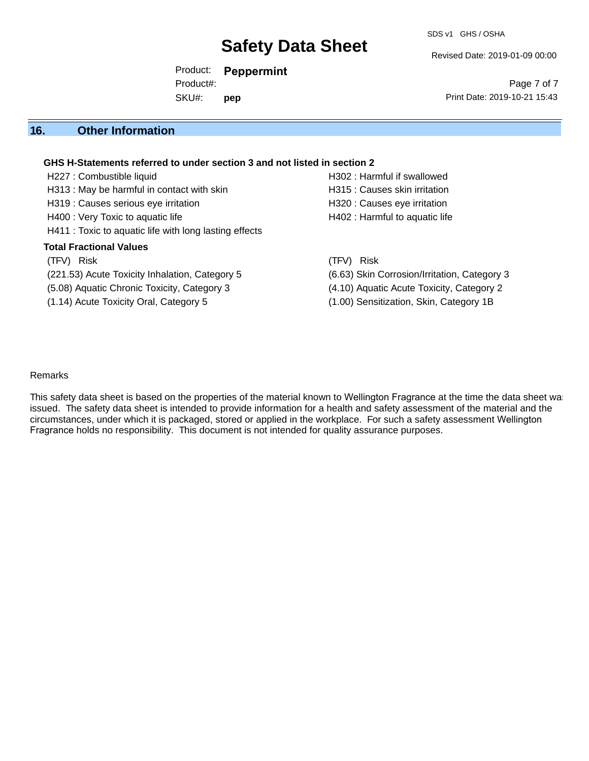## 16. Other Information

**GHS H-Statements referred to under section 3 and not listed in section 2**

H227 : Combustible liquid

H302 : Harmful if swallowed

H313 : May be harmful in contact with skin

H315 : Causes skin irritation

H319 : Causes serious eye irritation

H320 : Causes eye irritation

H400 : Very Toxic to aquatic life

H402 : Harmful to aquatic life

H411 : Toxic to aquatic life with long lasting effects

**Total Fractional Values**

| (TFV) Risk | (TFV) Risk |
|---|---|
| (221.53) Acute Toxicity Inhalation, Category 5 | (6.63) Skin Corrosion/Irritation, Category 3 |
| (5.08) Aquatic Chronic Toxicity, Category 3 | (4.10) Aquatic Acute Toxicity, Category 2 |
| (1.14) Acute Toxicity Oral, Category 5 | (1.00) Sensitization, Skin, Category 1B |

Remarks

This safety data sheet is based on the properties of the material known to Wellington Fragrance at the time the data sheet was issued. The safety data sheet is intended to provide information for a health and safety assessment of the material and the circumstances, under which it is packaged, stored or applied in the workplace. For such a safety assessment Wellington Fragrance holds no responsibility. This document is not intended for quality assurance purposes.